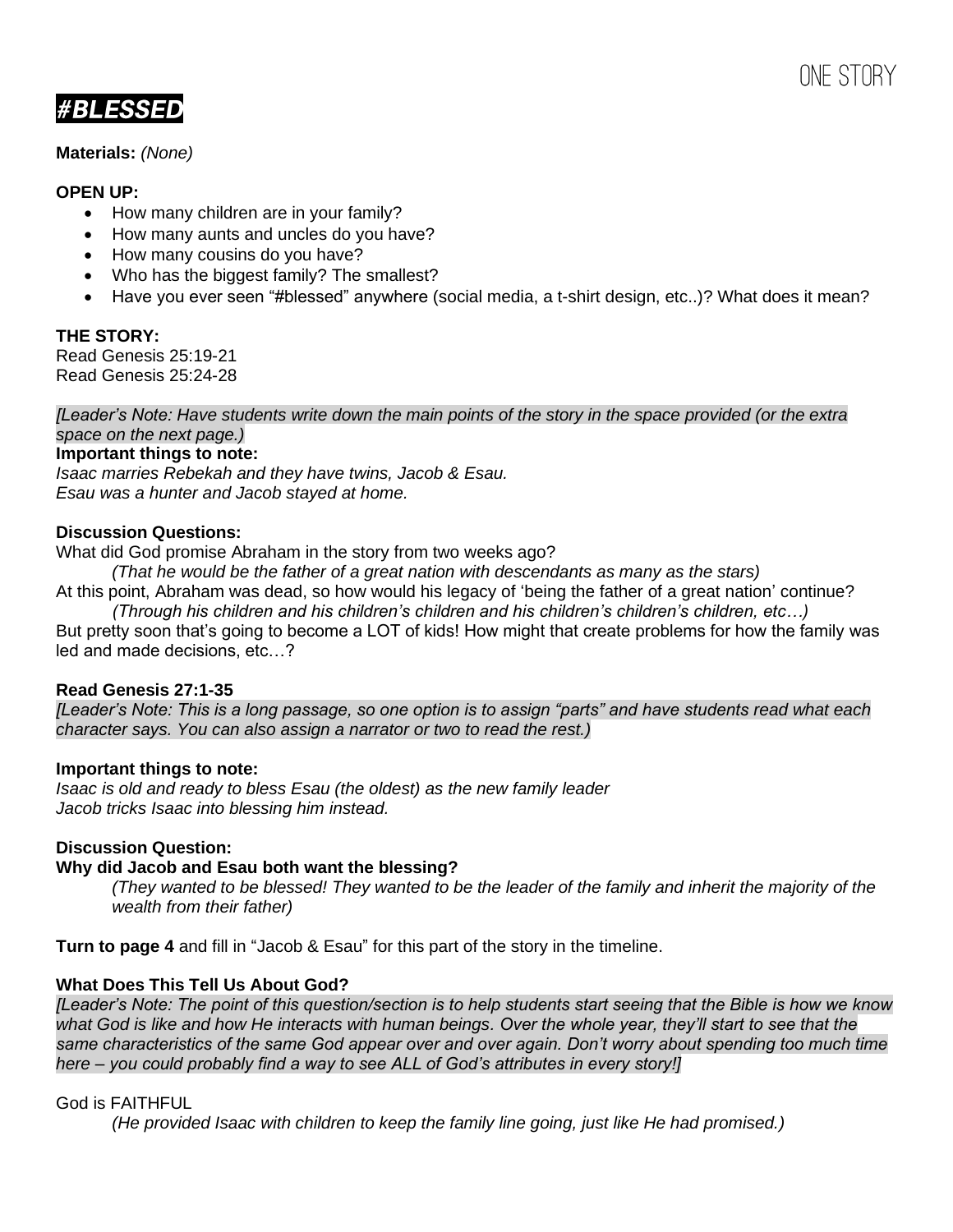# #BLESSED

**Materials:** *(None)*

**OPEN UP:**

- How many children are in your family?
- How many aunts and uncles do you have?
- How many cousins do you have?
- Who has the biggest family? The smallest?
- Have you ever seen "#blessed" anywhere (social media, a t-shirt design, etc..)? What does it mean?

**THE STORY:**
Read Genesis 25:19-21
Read Genesis 25:24-28

*[Leader's Note: Have students write down the main points of the story in the space provided (or the extra space on the next page.)*

**Important things to note:**
*Isaac marries Rebekah and they have twins, Jacob & Esau.*
*Esau was a hunter and Jacob stayed at home.*

**Discussion Questions:**
What did God promise Abraham in the story from two weeks ago?

*(That he would be the father of a great nation with descendants as many as the stars)*

At this point, Abraham was dead, so how would his legacy of 'being the father of a great nation' continue?

*(Through his children and his children's children and his children's children's children, etc…)*

But pretty soon that's going to become a LOT of kids! How might that create problems for how the family was led and made decisions, etc…?

**Read Genesis 27:1-35**
*[Leader's Note: This is a long passage, so one option is to assign "parts" and have students read what each character says. You can also assign a narrator or two to read the rest.)*

**Important things to note:**
*Isaac is old and ready to bless Esau (the oldest) as the new family leader*
*Jacob tricks Isaac into blessing him instead.*

**Discussion Question:**
**Why did Jacob and Esau both want the blessing?**

*(They wanted to be blessed! They wanted to be the leader of the family and inherit the majority of the wealth from their father)*

**Turn to page 4** and fill in "Jacob & Esau" for this part of the story in the timeline.

**What Does This Tell Us About God?**
*[Leader's Note: The point of this question/section is to help students start seeing that the Bible is how we know what God is like and how He interacts with human beings. Over the whole year, they'll start to see that the same characteristics of the same God appear over and over again. Don't worry about spending too much time here – you could probably find a way to see ALL of God's attributes in every story!]*

God is FAITHFUL

*(He provided Isaac with children to keep the family line going, just like He had promised.)*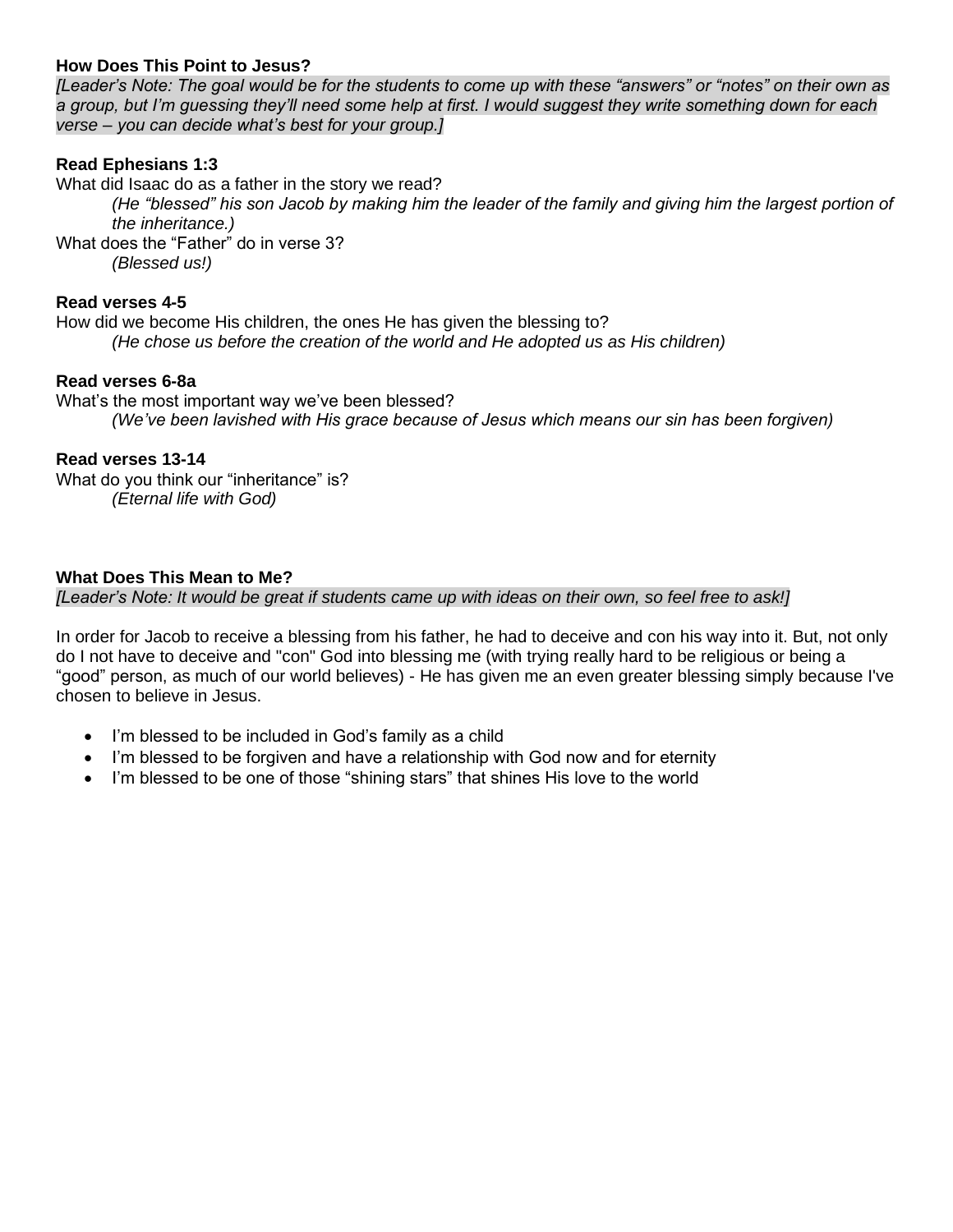**How Does This Point to Jesus?**

*[Leader's Note: The goal would be for the students to come up with these "answers" or "notes" on their own as a group, but I'm guessing they'll need some help at first. I would suggest they write something down for each verse – you can decide what's best for your group.]*

**Read Ephesians 1:3**

What did Isaac do as a father in the story we read?

*(He "blessed" his son Jacob by making him the leader of the family and giving him the largest portion of the inheritance.)*

What does the "Father" do in verse 3?

*(Blessed us!)*

**Read verses 4-5**

How did we become His children, the ones He has given the blessing to?

*(He chose us before the creation of the world and He adopted us as His children)*

**Read verses 6-8a**

What's the most important way we've been blessed?

*(We've been lavished with His grace because of Jesus which means our sin has been forgiven)*

**Read verses 13-14**

What do you think our "inheritance" is?

*(Eternal life with God)*

**What Does This Mean to Me?**

*[Leader's Note: It would be great if students came up with ideas on their own, so feel free to ask!]*

In order for Jacob to receive a blessing from his father, he had to deceive and con his way into it. But, not only do I not have to deceive and "con" God into blessing me (with trying really hard to be religious or being a "good" person, as much of our world believes) - He has given me an even greater blessing simply because I've chosen to believe in Jesus.

- I'm blessed to be included in God's family as a child
- I'm blessed to be forgiven and have a relationship with God now and for eternity
- I'm blessed to be one of those "shining stars" that shines His love to the world